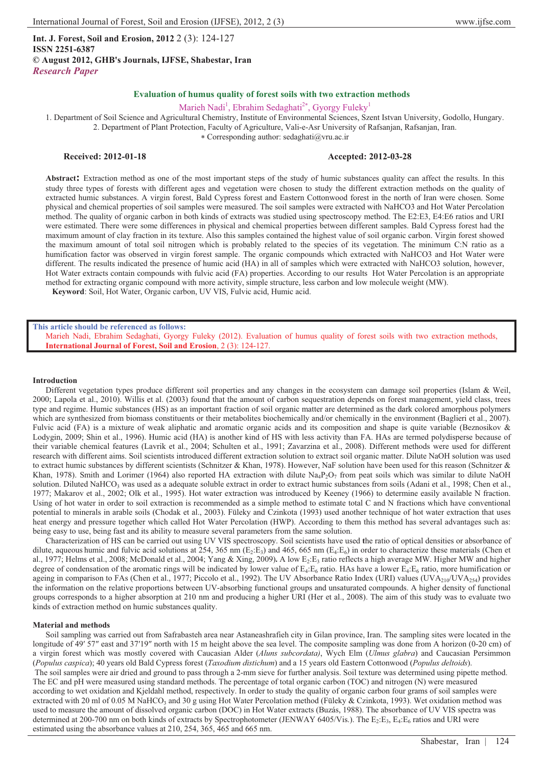**Int. J. Forest, Soil and Erosion, 2012** 2 (3): 124-127
**ISSN 2251-6387**
**© August 2012, GHB's Journals, IJFSE, Shabestar, Iran**
***Research Paper***

# Evaluation of humus quality of forest soils with two extraction methods

Marieh Nadi[1], Ebrahim Sedaghati[2*], Gyorgy Fuleky[1]

1. Department of Soil Science and Agricultural Chemistry, Institute of Environmental Sciences, Szent Istvan University, Godollo, Hungary.
2. Department of Plant Protection, Faculty of Agriculture, Vali-e-Asr University of Rafsanjan, Rafsanjan, Iran.

\* Corresponding author: sedaghati@vru.ac.ir

**Received: 2012-01-18** **Accepted: 2012-03-28**

**Abstract:** Extraction method as one of the most important steps of the study of humic substances quality can affect the results. In this study three types of forests with different ages and vegetation were chosen to study the different extraction methods on the quality of extracted humic substances. A virgin forest, Bald Cypress forest and Eastern Cottonwood forest in the north of Iran were chosen. Some physical and chemical properties of soil samples were measured. The soil samples were extracted with NaHCO3 and Hot Water Percolation method. The quality of organic carbon in both kinds of extracts was studied using spectroscopy method. The E2:E3, E4:E6 ratios and URI were estimated. There were some differences in physical and chemical properties between different samples. Bald Cypress forest had the maximum amount of clay fraction in its texture. Also this samples contained the highest value of soil organic carbon. Virgin forest showed the maximum amount of total soil nitrogen which is probably related to the species of its vegetation. The minimum C:N ratio as a humification factor was observed in virgin forest sample. The organic compounds which extracted with NaHCO3 and Hot Water were different. The results indicated the presence of humic acid (HA) in all of samples which were extracted with NaHCO3 solution, however, Hot Water extracts contain compounds with fulvic acid (FA) properties. According to our results Hot Water Percolation is an appropriate method for extracting organic compound with more activity, simple structure, less carbon and low molecule weight (MW).

**Keyword**: Soil, Hot Water, Organic carbon, UV VIS, Fulvic acid, Humic acid.

**This article should be referenced as follows:**
Marieh Nadi, Ebrahim Sedaghati, Gyorgy Fuleky (2012). Evaluation of humus quality of forest soils with two extraction methods, **International Journal of Forest, Soil and Erosion**, 2 (3): 124-127.

## Introduction

Different vegetation types produce different soil properties and any changes in the ecosystem can damage soil properties (Islam & Weil, 2000; Lapola et al., 2010). Willis et al. (2003) found that the amount of carbon sequestration depends on forest management, yield class, trees type and regime. Humic substances (HS) as an important fraction of soil organic matter are determined as the dark colored amorphous polymers which are synthesized from biomass constituents or their metabolites biochemically and/or chemically in the environment (Baglieri et al., 2007). Fulvic acid (FA) is a mixture of weak aliphatic and aromatic organic acids and its composition and shape is quite variable (Beznosikov & Lodygin, 2009; Shin et al., 1996). Humic acid (HA) is another kind of HS with less activity than FA. HAs are termed polydisperse because of their variable chemical features (Lavrik et al., 2004; Schulten et al., 1991; Zavarzina et al., 2008). Different methods were used for different research with different aims. Soil scientists introduced different extraction solution to extract soil organic matter. Dilute NaOH solution was used to extract humic substances by different scientists (Schnitzer & Khan, 1978). However, NaF solution have been used for this reason (Schnitzer & Khan, 1978). Smith and Lorimer (1964) also reported HA extraction with dilute $Na_4P_2O_7$ from peat soils which was similar to dilute NaOH solution. Diluted $NaHCO_3$ was used as a adequate soluble extract in order to extract humic substances from soils (Adani et al., 1998; Chen et al., 1977; Makarov et al., 2002; Olk et al., 1995). Hot water extraction was introduced by Keeney (1966) to determine easily available N fraction. Using of hot water in order to soil extraction is recommended as a simple method to estimate total C and N fractions which have conventional potential to minerals in arable soils (Chodak et al., 2003). Füleky and Czinkota (1993) used another technique of hot water extraction that uses heat energy and pressure together which called Hot Water Percolation (HWP). According to them this method has several advantages such as: being easy to use, being fast and its ability to measure several parameters from the same solution.

Characterization of HS can be carried out using UV VIS spectroscopy. Soil scientists have used the ratio of optical densities or absorbance of dilute, aqueous humic and fulvic acid solutions at 254, 365 nm ($E_2$:$E_3$) and 465, 665 nm ($E_4$:$E_6$) in order to characterize these materials (Chen et al., 1977; Helms et al., 2008; McDonald et al., 2004; Yang & Xing, 2009)**.** A low $E_2$:$E_3$ ratio reflects a high average MW. Higher MW and higher degree of condensation of the aromatic rings will be indicated by lower value of $E_4$:$E_6$ ratio. HAs have a lower $E_4$:$E_6$ ratio, more humification or ageing in comparison to FAs (Chen et al., 1977; Piccolo et al., 1992). The UV Absorbance Ratio Index (URI) values ($UVA_{210}/UVA_{254}$) provides the information on the relative proportions between UV-absorbing functional groups and unsaturated compounds. A higher density of functional groups corresponds to a higher absorption at 210 nm and producing a higher URI (Her et al., 2008). The aim of this study was to evaluate two kinds of extraction method on humic substances quality.

## Material and methods

Soil sampling was carried out from Safrabasteh area near Astaneashrafieh city in Gilan province, Iran. The sampling sites were located in the longitude of 49′ 57″ east and 37′19″ north with 15 m height above the sea level. The composite sampling was done from A horizon (0-20 cm) of a virgin forest which was mostly covered with Caucasian Alder (*Aluns subcordata)*, Wych Elm (*Ulmus glabra*) and Caucasian Persimmon (*Populus caspica*); 40 years old Bald Cypress forest (*Taxodium distichum*) and a 15 years old Eastern Cottonwood (*Populus deltoids*).

The soil samples were air dried and ground to pass through a 2-mm sieve for further analysis. Soil texture was determined using pipette method. The EC and pH were measured using standard methods. The percentage of total organic carbon (TOC) and nitrogen (N) were measured according to wet oxidation and Kjeldahl method, respectively. In order to study the quality of organic carbon four grams of soil samples were extracted with 20 ml of 0.05 M $NaHCO_3$ and 30 g using Hot Water Percolation method (Füleky & Czinkota, 1993). Wet oxidation method was used to measure the amount of dissolved organic carbon (DOC) in Hot Water extracts (Buzás, 1988). The absorbance of UV VIS spectra was determined at 200-700 nm on both kinds of extracts by Spectrophotometer (JENWAY 6405/Vis.). The $E_2$:$E_3$, $E_4$:$E_6$ ratios and URI were estimated using the absorbance values at 210, 254, 365, 465 and 665 nm.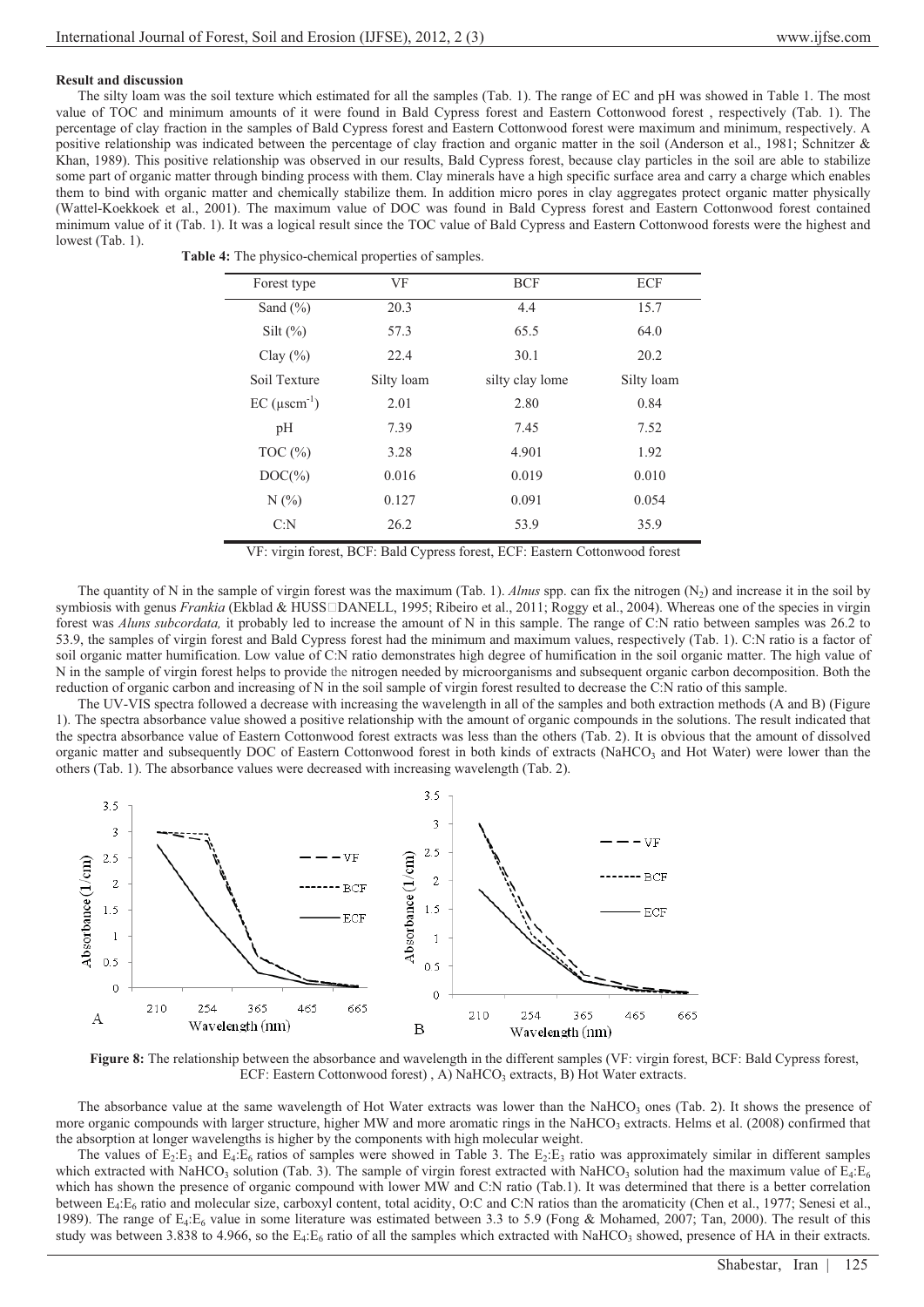**Result and discussion**

The silty loam was the soil texture which estimated for all the samples (Tab. 1). The range of EC and pH was showed in Table 1. The most value of TOC and minimum amounts of it were found in Bald Cypress forest and Eastern Cottonwood forest , respectively (Tab. 1). The percentage of clay fraction in the samples of Bald Cypress forest and Eastern Cottonwood forest were maximum and minimum, respectively. A positive relationship was indicated between the percentage of clay fraction and organic matter in the soil (Anderson et al., 1981; Schnitzer & Khan, 1989). This positive relationship was observed in our results, Bald Cypress forest, because clay particles in the soil are able to stabilize some part of organic matter through binding process with them. Clay minerals have a high specific surface area and carry a charge which enables them to bind with organic matter and chemically stabilize them. In addition micro pores in clay aggregates protect organic matter physically (Wattel-Koekkoek et al., 2001). The maximum value of DOC was found in Bald Cypress forest and Eastern Cottonwood forest contained minimum value of it (Tab. 1). It was a logical result since the TOC value of Bald Cypress and Eastern Cottonwood forests were the highest and lowest (Tab. 1).

**Table 4:** The physico-chemical properties of samples.

| Forest type | VF | BCF | ECF |
|---|---|---|---|
| Sand (%) | 20.3 | 4.4 | 15.7 |
| Silt (%) | 57.3 | 65.5 | 64.0 |
| Clay (%) | 22.4 | 30.1 | 20.2 |
| Soil Texture | Silty loam | silty clay lome | Silty loam |
| EC ($\mu scm^{-1}$) | 2.01 | 2.80 | 0.84 |
| pH | 7.39 | 7.45 | 7.52 |
| TOC (%) | 3.28 | 4.901 | 1.92 |
| DOC(%) | 0.016 | 0.019 | 0.010 |
| N (%) | 0.127 | 0.091 | 0.054 |
| C:N | 26.2 | 53.9 | 35.9 |

VF: virgin forest, BCF: Bald Cypress forest, ECF: Eastern Cottonwood forest

The quantity of N in the sample of virgin forest was the maximum (Tab. 1). *Alnus* spp. can fix the nitrogen ($N_2$) and increase it in the soil by symbiosis with genus *Frankia* (Ekblad & HUSS□DANELL, 1995; Ribeiro et al., 2011; Roggy et al., 2004). Whereas one of the species in virgin forest was *Aluns subcordata,* it probably led to increase the amount of N in this sample. The range of C:N ratio between samples was 26.2 to 53.9, the samples of virgin forest and Bald Cypress forest had the minimum and maximum values, respectively (Tab. 1). C:N ratio is a factor of soil organic matter humification. Low value of C:N ratio demonstrates high degree of humification in the soil organic matter. The high value of N in the sample of virgin forest helps to provide the nitrogen needed by microorganisms and subsequent organic carbon decomposition. Both the reduction of organic carbon and increasing of N in the soil sample of virgin forest resulted to decrease the C:N ratio of this sample.

The UV-VIS spectra followed a decrease with increasing the wavelength in all of the samples and both extraction methods (A and B) (Figure 1). The spectra absorbance value showed a positive relationship with the amount of organic compounds in the solutions. The result indicated that the spectra absorbance value of Eastern Cottonwood forest extracts was less than the others (Tab. 2). It is obvious that the amount of dissolved organic matter and subsequently DOC of Eastern Cottonwood forest in both kinds of extracts ($NaHCO_3$ and Hot Water) were lower than the others (Tab. 1). The absorbance values were decreased with increasing wavelength (Tab. 2).

**Figure 8:** The relationship between the absorbance and wavelength in the different samples (VF: virgin forest, BCF: Bald Cypress forest, ECF: Eastern Cottonwood forest) , A) $NaHCO_3$ extracts, B) Hot Water extracts.

The absorbance value at the same wavelength of Hot Water extracts was lower than the $NaHCO_3$ ones (Tab. 2). It shows the presence of more organic compounds with larger structure, higher MW and more aromatic rings in the $NaHCO_3$ extracts. Helms et al. (2008) confirmed that the absorption at longer wavelengths is higher by the components with high molecular weight.

The values of $E_2$:$E_3$ and $E_4$:$E_6$ ratios of samples were showed in Table 3. The $E_2$:$E_3$ ratio was approximately similar in different samples which extracted with $NaHCO_3$ solution (Tab. 3). The sample of virgin forest extracted with $NaHCO_3$ solution had the maximum value of $E_4$:$E_6$ which has shown the presence of organic compound with lower MW and C:N ratio (Tab.1). It was determined that there is a better correlation between $E_4$:$E_6$ ratio and molecular size, carboxyl content, total acidity, O:C and C:N ratios than the aromaticity (Chen et al., 1977; Senesi et al., 1989). The range of $E_4$:$E_6$ value in some literature was estimated between 3.3 to 5.9 (Fong & Mohamed, 2007; Tan, 2000). The result of this study was between 3.838 to 4.966, so the $E_4$:$E_6$ ratio of all the samples which extracted with $NaHCO_3$ showed, presence of HA in their extracts.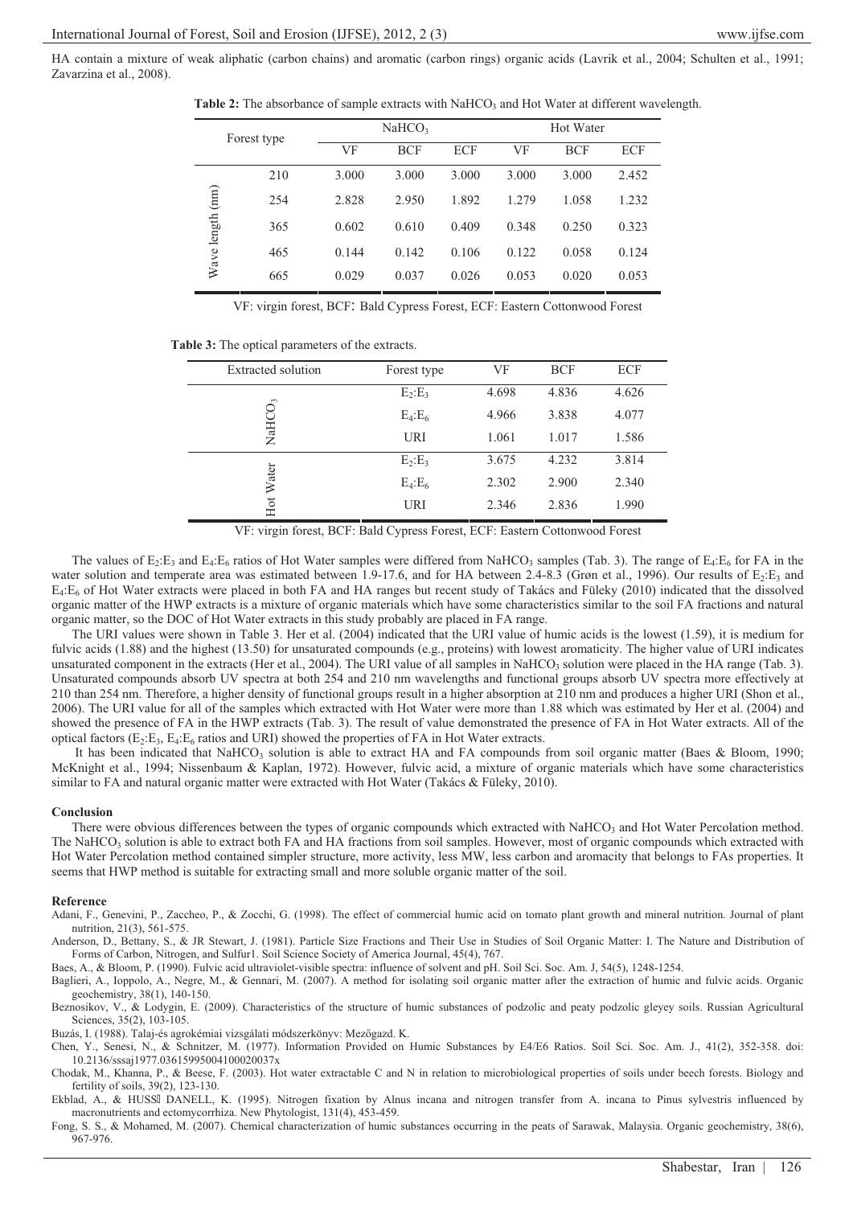HA contain a mixture of weak aliphatic (carbon chains) and aromatic (carbon rings) organic acids (Lavrik et al., 2004; Schulten et al., 1991; Zavarzina et al., 2008).

**Table 2:** The absorbance of sample extracts with $NaHCO_3$ and Hot Water at different wavelength.

| Forest type | | $NaHCO_3$ | | | Hot Water | | |
|---|---|---|---|---|---|---|---|
| | | VF | BCF | ECF | VF | BCF | ECF |
| Wave length (nm) | 210 | 3.000 | 3.000 | 3.000 | 3.000 | 3.000 | 2.452 |
| | 254 | 2.828 | 2.950 | 1.892 | 1.279 | 1.058 | 1.232 |
| | 365 | 0.602 | 0.610 | 0.409 | 0.348 | 0.250 | 0.323 |
| | 465 | 0.144 | 0.142 | 0.106 | 0.122 | 0.058 | 0.124 |
| | 665 | 0.029 | 0.037 | 0.026 | 0.053 | 0.020 | 0.053 |

VF: virgin forest, BCF: Bald Cypress Forest, ECF: Eastern Cottonwood Forest

**Table 3:** The optical parameters of the extracts.

| Extracted solution | Forest type | VF | BCF | ECF |
|---|---|---|---|---|
| $NaHCO_3$ | $E_2$:$E_3$ | 4.698 | 4.836 | 4.626 |
| | $E_4$:$E_6$ | 4.966 | 3.838 | 4.077 |
| | URI | 1.061 | 1.017 | 1.586 |
| Hot Water | $E_2$:$E_3$ | 3.675 | 4.232 | 3.814 |
| | $E_4$:$E_6$ | 2.302 | 2.900 | 2.340 |
| | URI | 2.346 | 2.836 | 1.990 |

VF: virgin forest, BCF: Bald Cypress Forest, ECF: Eastern Cottonwood Forest

The values of $E_2$:$E_3$ and $E_4$:$E_6$ ratios of Hot Water samples were differed from $NaHCO_3$ samples (Tab. 3). The range of $E_4$:$E_6$ for FA in the water solution and temperate area was estimated between 1.9-17.6, and for HA between 2.4-8.3 (Grøn et al., 1996). Our results of $E_2$:$E_3$ and $E_4$:$E_6$ of Hot Water extracts were placed in both FA and HA ranges but recent study of Takács and Füleky (2010) indicated that the dissolved organic matter of the HWP extracts is a mixture of organic materials which have some characteristics similar to the soil FA fractions and natural organic matter, so the DOC of Hot Water extracts in this study probably are placed in FA range.

The URI values were shown in Table 3. Her et al. (2004) indicated that the URI value of humic acids is the lowest (1.59), it is medium for fulvic acids (1.88) and the highest (13.50) for unsaturated compounds (e.g., proteins) with lowest aromaticity. The higher value of URI indicates unsaturated component in the extracts (Her et al., 2004). The URI value of all samples in $NaHCO_3$ solution were placed in the HA range (Tab. 3). Unsaturated compounds absorb UV spectra at both 254 and 210 nm wavelengths and functional groups absorb UV spectra more effectively at 210 than 254 nm. Therefore, a higher density of functional groups result in a higher absorption at 210 nm and produces a higher URI (Shon et al., 2006). The URI value for all of the samples which extracted with Hot Water were more than 1.88 which was estimated by Her et al. (2004) and showed the presence of FA in the HWP extracts (Tab. 3). The result of value demonstrated the presence of FA in Hot Water extracts. All of the optical factors ($E_2$:$E_3$, $E_4$:$E_6$ ratios and URI) showed the properties of FA in Hot Water extracts.

It has been indicated that $NaHCO_3$ solution is able to extract HA and FA compounds from soil organic matter (Baes & Bloom, 1990; McKnight et al., 1994; Nissenbaum & Kaplan, 1972). However, fulvic acid, a mixture of organic materials which have some characteristics similar to FA and natural organic matter were extracted with Hot Water (Takács & Füleky, 2010).

**Conclusion**

There were obvious differences between the types of organic compounds which extracted with $NaHCO_3$ and Hot Water Percolation method. The $NaHCO_3$ solution is able to extract both FA and HA fractions from soil samples. However, most of organic compounds which extracted with Hot Water Percolation method contained simpler structure, more activity, less MW, less carbon and aromacity that belongs to FAs properties. It seems that HWP method is suitable for extracting small and more soluble organic matter of the soil.

**Reference**

Adani, F., Genevini, P., Zaccheo, P., & Zocchi, G. (1998). The effect of commercial humic acid on tomato plant growth and mineral nutrition. Journal of plant nutrition, 21(3), 561-575.

Anderson, D., Bettany, S., & JR Stewart, J. (1981). Particle Size Fractions and Their Use in Studies of Soil Organic Matter: I. The Nature and Distribution of Forms of Carbon, Nitrogen, and Sulfur1. Soil Science Society of America Journal, 45(4), 767.

Baes, A., & Bloom, P. (1990). Fulvic acid ultraviolet-visible spectra: influence of solvent and pH. Soil Sci. Soc. Am. J, 54(5), 1248-1254.

Baglieri, A., Ioppolo, A., Negre, M., & Gennari, M. (2007). A method for isolating soil organic matter after the extraction of humic and fulvic acids. Organic geochemistry, 38(1), 140-150.

Beznosikov, V., & Lodygin, E. (2009). Characteristics of the structure of humic substances of podzolic and peaty podzolic gleyey soils. Russian Agricultural Sciences, 35(2), 103-105.

Buzás, I. (1988). Talaj-és agrokémiai vizsgálati módszerkönyv: Mezőgazd. K.

Chen, Y., Senesi, N., & Schnitzer, M. (1977). Information Provided on Humic Substances by E4/E6 Ratios. Soil Sci. Soc. Am. J., 41(2), 352-358. doi: 10.2136/sssaj1977.03615995004100020037x

Chodak, M., Khanna, P., & Beese, F. (2003). Hot water extractable C and N in relation to microbiological properties of soils under beech forests. Biology and fertility of soils, 39(2), 123-130.

Ekblad, A., & HUSS DANELL, K. (1995). Nitrogen fixation by Alnus incana and nitrogen transfer from A. incana to Pinus sylvestris influenced by macronutrients and ectomycorrhiza. New Phytologist, 131(4), 453-459.

Fong, S. S., & Mohamed, M. (2007). Chemical characterization of humic substances occurring in the peats of Sarawak, Malaysia. Organic geochemistry, 38(6), 967-976.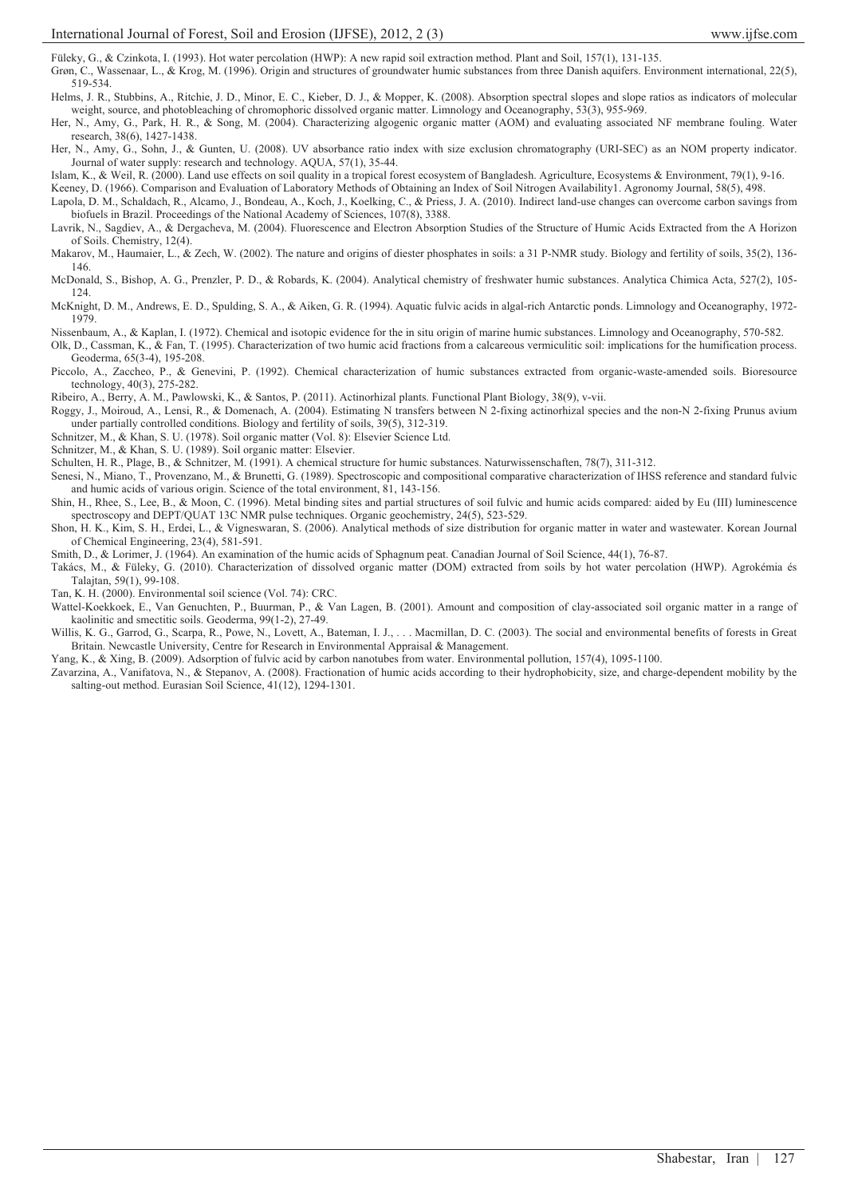Füleky, G., & Czinkota, I. (1993). Hot water percolation (HWP): A new rapid soil extraction method. Plant and Soil, 157(1), 131-135.

Grøn, C., Wassenaar, L., & Krog, M. (1996). Origin and structures of groundwater humic substances from three Danish aquifers. Environment international, 22(5), 519-534.

Helms, J. R., Stubbins, A., Ritchie, J. D., Minor, E. C., Kieber, D. J., & Mopper, K. (2008). Absorption spectral slopes and slope ratios as indicators of molecular weight, source, and photobleaching of chromophoric dissolved organic matter. Limnology and Oceanography, 53(3), 955-969.

Her, N., Amy, G., Park, H. R., & Song, M. (2004). Characterizing algogenic organic matter (AOM) and evaluating associated NF membrane fouling. Water research, 38(6), 1427-1438.

Her, N., Amy, G., Sohn, J., & Gunten, U. (2008). UV absorbance ratio index with size exclusion chromatography (URI-SEC) as an NOM property indicator. Journal of water supply: research and technology. AQUA, 57(1), 35-44.

Islam, K., & Weil, R. (2000). Land use effects on soil quality in a tropical forest ecosystem of Bangladesh. Agriculture, Ecosystems & Environment, 79(1), 9-16.

Keeney, D. (1966). Comparison and Evaluation of Laboratory Methods of Obtaining an Index of Soil Nitrogen Availability1. Agronomy Journal, 58(5), 498.

Lapola, D. M., Schaldach, R., Alcamo, J., Bondeau, A., Koch, J., Koelking, C., & Priess, J. A. (2010). Indirect land-use changes can overcome carbon savings from biofuels in Brazil. Proceedings of the National Academy of Sciences, 107(8), 3388.

Lavrik, N., Sagdiev, A., & Dergacheva, M. (2004). Fluorescence and Electron Absorption Studies of the Structure of Humic Acids Extracted from the A Horizon of Soils. Chemistry, 12(4).

Makarov, M., Haumaier, L., & Zech, W. (2002). The nature and origins of diester phosphates in soils: a 31 P-NMR study. Biology and fertility of soils, 35(2), 136-146.

McDonald, S., Bishop, A. G., Prenzler, P. D., & Robards, K. (2004). Analytical chemistry of freshwater humic substances. Analytica Chimica Acta, 527(2), 105-124.

McKnight, D. M., Andrews, E. D., Spulding, S. A., & Aiken, G. R. (1994). Aquatic fulvic acids in algal-rich Antarctic ponds. Limnology and Oceanography, 1972-1979.

Nissenbaum, A., & Kaplan, I. (1972). Chemical and isotopic evidence for the in situ origin of marine humic substances. Limnology and Oceanography, 570-582.

Olk, D., Cassman, K., & Fan, T. (1995). Characterization of two humic acid fractions from a calcareous vermiculitic soil: implications for the humification process. Geoderma, 65(3-4), 195-208.

Piccolo, A., Zaccheo, P., & Genevini, P. (1992). Chemical characterization of humic substances extracted from organic-waste-amended soils. Bioresource technology, 40(3), 275-282.

Ribeiro, A., Berry, A. M., Pawlowski, K., & Santos, P. (2011). Actinorhizal plants. Functional Plant Biology, 38(9), v-vii.

Roggy, J., Moiroud, A., Lensi, R., & Domenach, A. (2004). Estimating N transfers between N 2-fixing actinorhizal species and the non-N 2-fixing Prunus avium under partially controlled conditions. Biology and fertility of soils, 39(5), 312-319.

Schnitzer, M., & Khan, S. U. (1978). Soil organic matter (Vol. 8): Elsevier Science Ltd.

Schnitzer, M., & Khan, S. U. (1989). Soil organic matter: Elsevier.

Schulten, H. R., Plage, B., & Schnitzer, M. (1991). A chemical structure for humic substances. Naturwissenschaften, 78(7), 311-312.

Senesi, N., Miano, T., Provenzano, M., & Brunetti, G. (1989). Spectroscopic and compositional comparative characterization of IHSS reference and standard fulvic and humic acids of various origin. Science of the total environment, 81, 143-156.

Shin, H., Rhee, S., Lee, B., & Moon, C. (1996). Metal binding sites and partial structures of soil fulvic and humic acids compared: aided by Eu (III) luminescence spectroscopy and DEPT/QUAT 13C NMR pulse techniques. Organic geochemistry, 24(5), 523-529.

Shon, H. K., Kim, S. H., Erdei, L., & Vigneswaran, S. (2006). Analytical methods of size distribution for organic matter in water and wastewater. Korean Journal of Chemical Engineering, 23(4), 581-591.

Smith, D., & Lorimer, J. (1964). An examination of the humic acids of Sphagnum peat. Canadian Journal of Soil Science, 44(1), 76-87.

Takács, M., & Füleky, G. (2010). Characterization of dissolved organic matter (DOM) extracted from soils by hot water percolation (HWP). Agrokémia és Talajtan, 59(1), 99-108.

Tan, K. H. (2000). Environmental soil science (Vol. 74): CRC.

Wattel-Koekkoek, E., Van Genuchten, P., Buurman, P., & Van Lagen, B. (2001). Amount and composition of clay-associated soil organic matter in a range of kaolinitic and smectitic soils. Geoderma, 99(1-2), 27-49.

Willis, K. G., Garrod, G., Scarpa, R., Powe, N., Lovett, A., Bateman, I. J., . . . Macmillan, D. C. (2003). The social and environmental benefits of forests in Great Britain. Newcastle University, Centre for Research in Environmental Appraisal & Management.

Yang, K., & Xing, B. (2009). Adsorption of fulvic acid by carbon nanotubes from water. Environmental pollution, 157(4), 1095-1100.

Zavarzina, A., Vanifatova, N., & Stepanov, A. (2008). Fractionation of humic acids according to their hydrophobicity, size, and charge-dependent mobility by the salting-out method. Eurasian Soil Science, 41(12), 1294-1301.